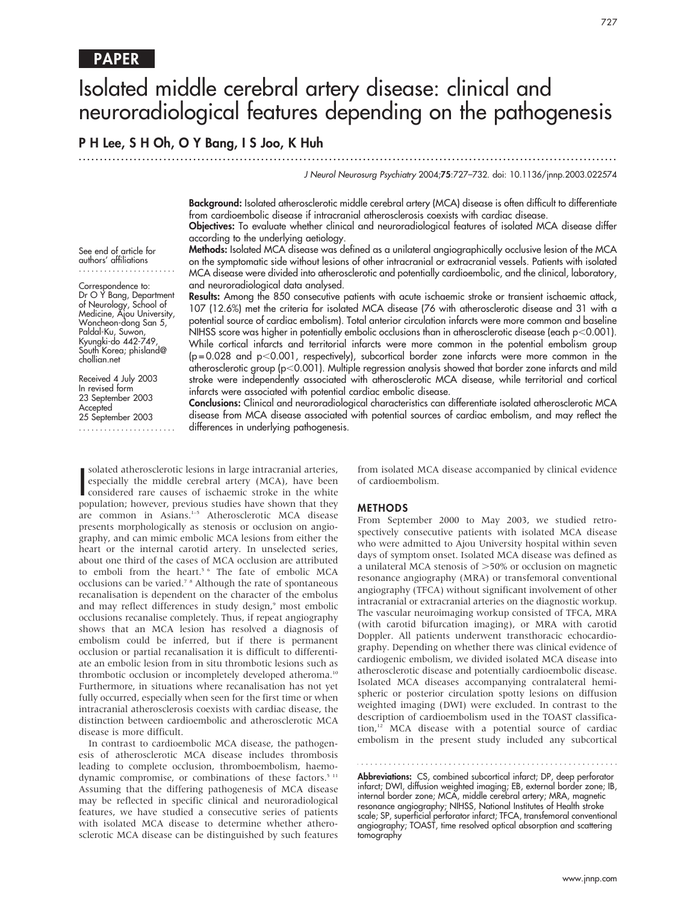PAPER

# Isolated middle cerebral artery disease: clinical and neuroradiological features depending on the pathogenesis

**P H Lee, S H Oh, O Y Bang, I S Joo, K Huh**

*J Neurol Neurosurg Psychiatry* 2004;**75**:727–732. doi: 10.1136/jnnp.2003.022574

See end of article for authors' affiliations

Correspondence to: Dr O Y Bang, Department of Neurology, School of Medicine, Ajou University, Woncheon-dong San 5, Paldal-Ku, Suwon, Kyungki-do 442-749, South Korea; phisland@chollian.net

Received 4 July 2003
In revised form 23 September 2003
Accepted 25 September 2003

**Background:** Isolated atherosclerotic middle cerebral artery (MCA) disease is often difficult to differentiate from cardioembolic disease if intracranial atherosclerosis coexists with cardiac disease.

**Objectives:** To evaluate whether clinical and neuroradiological features of isolated MCA disease differ according to the underlying aetiology.

**Methods:** Isolated MCA disease was defined as a unilateral angiographically occlusive lesion of the MCA on the symptomatic side without lesions of other intracranial or extracranial vessels. Patients with isolated MCA disease were divided into atherosclerotic and potentially cardioembolic, and the clinical, laboratory, and neuroradiological data analysed.

**Results:** Among the 850 consecutive patients with acute ischaemic stroke or transient ischaemic attack, 107 (12.6%) met the criteria for isolated MCA disease (76 with atherosclerotic disease and 31 with a potential source of cardiac embolism). Total anterior circulation infarcts were more common and baseline NIHSS score was higher in potentially embolic occlusions than in atherosclerotic disease (each $p<0.001$). While cortical infarcts and territorial infarcts were more common in the potential embolism group ($p=0.028$ and $p<0.001$, respectively), subcortical border zone infarcts were more common in the atherosclerotic group ($p<0.001$). Multiple regression analysis showed that border zone infarcts and mild stroke were independently associated with atherosclerotic MCA disease, while territorial and cortical infarcts were associated with potential cardiac embolic disease.

**Conclusions:** Clinical and neuroradiological characteristics can differentiate isolated atherosclerotic MCA disease from MCA disease associated with potential sources of cardiac embolism, and may reflect the differences in underlying pathogenesis.

Isolated atherosclerotic lesions in large intracranial arteries, especially the middle cerebral artery (MCA), have been considered rare causes of ischaemic stroke in the white population; however, previous studies have shown that they are common in Asians.[1–5] Atherosclerotic MCA disease presents morphologically as stenosis or occlusion on angiography, and can mimic embolic MCA lesions from either the heart or the internal carotid artery. In unselected series, about one third of the cases of MCA occlusion are attributed to emboli from the heart.[5,6] The fate of embolic MCA occlusions can be varied.[7,8] Although the rate of spontaneous recanalisation is dependent on the character of the embolus and may reflect differences in study design,[9] most embolic occlusions recanalise completely. Thus, if repeat angiography shows that an MCA lesion has resolved a diagnosis of embolism could be inferred, but if there is permanent occlusion or partial recanalisation it is difficult to differentiate an embolic lesion from in situ thrombotic lesions such as thrombotic occlusion or incompletely developed atheroma.[10] Furthermore, in situations where recanalisation has not yet fully occurred, especially when seen for the first time or when intracranial atherosclerosis coexists with cardiac disease, the distinction between cardioembolic and atherosclerotic MCA disease is more difficult.

In contrast to cardioembolic MCA disease, the pathogenesis of atherosclerotic MCA disease includes thrombosis leading to complete occlusion, thromboembolism, haemodynamic compromise, or combinations of these factors.[5,11] Assuming that the differing pathogenesis of MCA disease may be reflected in specific clinical and neuroradiological features, we have studied a consecutive series of patients with isolated MCA disease to determine whether atherosclerotic MCA disease can be distinguished by such features from isolated MCA disease accompanied by clinical evidence of cardioembolism.

## METHODS

From September 2000 to May 2003, we studied retrospectively consecutive patients with isolated MCA disease who were admitted to Ajou University hospital within seven days of symptom onset. Isolated MCA disease was defined as a unilateral MCA stenosis of >50% or occlusion on magnetic resonance angiography (MRA) or transfemoral conventional angiography (TFCA) without significant involvement of other intracranial or extracranial arteries on the diagnostic workup. The vascular neuroimaging workup consisted of TFCA, MRA (with carotid bifurcation imaging), or MRA with carotid Doppler. All patients underwent transthoracic echocardiography. Depending on whether there was clinical evidence of cardiogenic embolism, we divided isolated MCA disease into atherosclerotic disease and potentially cardioembolic disease. Isolated MCA diseases accompanying contralateral hemispheric or posterior circulation spotty lesions on diffusion weighted imaging (DWI) were excluded. In contrast to the description of cardioembolism used in the TOAST classification,[12] MCA disease with a potential source of cardiac embolism in the present study included any subcortical

**Abbreviations:** CS, combined subcortical infarct; DP, deep perforator infarct; DWI, diffusion weighted imaging; EB, external border zone; IB, internal border zone; MCA, middle cerebral artery; MRA, magnetic resonance angiography; NIHSS, National Institutes of Health stroke scale; SP, superficial perforator infarct; TFCA, transfemoral conventional angiography; TOAST, time resolved optical absorption and scattering tomography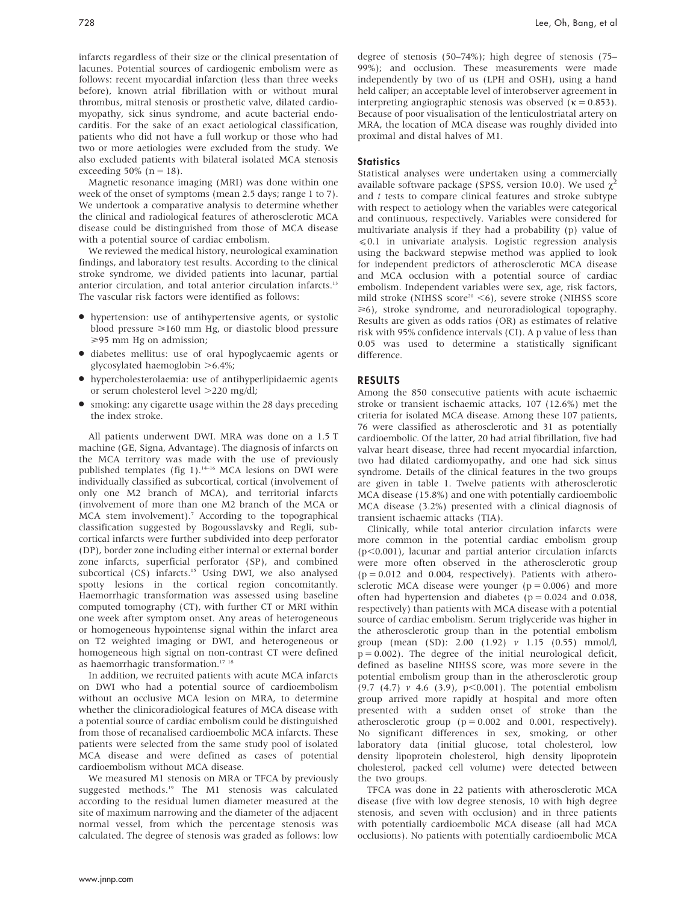infarcts regardless of their size or the clinical presentation of lacunes. Potential sources of cardiogenic embolism were as follows: recent myocardial infarction (less than three weeks before), known atrial fibrillation with or without mural thrombus, mitral stenosis or prosthetic valve, dilated cardiomyopathy, sick sinus syndrome, and acute bacterial endocarditis. For the sake of an exact aetiological classification, patients who did not have a full workup or those who had two or more aetiologies were excluded from the study. We also excluded patients with bilateral isolated MCA stenosis exceeding 50% (n = 18).

Magnetic resonance imaging (MRI) was done within one week of the onset of symptoms (mean 2.5 days; range 1 to 7). We undertook a comparative analysis to determine whether the clinical and radiological features of atherosclerotic MCA disease could be distinguished from those of MCA disease with a potential source of cardiac embolism.

We reviewed the medical history, neurological examination findings, and laboratory test results. According to the clinical stroke syndrome, we divided patients into lacunar, partial anterior circulation, and total anterior circulation infarcts.[13] The vascular risk factors were identified as follows:

- hypertension: use of antihypertensive agents, or systolic blood pressure ⩾160 mm Hg, or diastolic blood pressure ⩾95 mm Hg on admission;
- diabetes mellitus: use of oral hypoglycaemic agents or glycosylated haemoglobin >6.4%;
- hypercholesterolaemia: use of antihyperlipidaemic agents or serum cholesterol level >220 mg/dl;
- smoking: any cigarette usage within the 28 days preceding the index stroke.

All patients underwent DWI. MRA was done on a 1.5 T machine (GE, Signa, Advantage). The diagnosis of infarcts on the MCA territory was made with the use of previously published templates (fig 1).[14–16] MCA lesions on DWI were individually classified as subcortical, cortical (involvement of only one M2 branch of MCA), and territorial infarcts (involvement of more than one M2 branch of the MCA or MCA stem involvement).[7] According to the topographical classification suggested by Bogousslavsky and Regli, subcortical infarcts were further subdivided into deep perforator (DP), border zone including either internal or external border zone infarcts, superficial perforator (SP), and combined subcortical (CS) infarcts.[15] Using DWI, we also analysed spotty lesions in the cortical region concomitantly. Haemorrhagic transformation was assessed using baseline computed tomography (CT), with further CT or MRI within one week after symptom onset. Any areas of heterogeneous or homogeneous hypointense signal within the infarct area on T2 weighted imaging or DWI, and heterogeneous or homogeneous high signal on non-contrast CT were defined as haemorrhagic transformation.[17 18]

In addition, we recruited patients with acute MCA infarcts on DWI who had a potential source of cardioembolism without an occlusive MCA lesion on MRA, to determine whether the clinicoradiological features of MCA disease with a potential source of cardiac embolism could be distinguished from those of recanalised cardioembolic MCA infarcts. These patients were selected from the same study pool of isolated MCA disease and were defined as cases of potential cardioembolism without MCA disease.

We measured M1 stenosis on MRA or TFCA by previously suggested methods.[19] The M1 stenosis was calculated according to the residual lumen diameter measured at the site of maximum narrowing and the diameter of the adjacent normal vessel, from which the percentage stenosis was calculated. The degree of stenosis was graded as follows: low degree of stenosis (50–74%); high degree of stenosis (75–99%); and occlusion. These measurements were made independently by two of us (LPH and OSH), using a hand held caliper; an acceptable level of interobserver agreement in interpreting angiographic stenosis was observed ($\kappa = 0.853$). Because of poor visualisation of the lenticulostriatal artery on MRA, the location of MCA disease was roughly divided into proximal and distal halves of M1.

### Statistics

Statistical analyses were undertaken using a commercially available software package (SPSS, version 10.0). We used $\chi^2$ and *t* tests to compare clinical features and stroke subtype with respect to aetiology when the variables were categorical and continuous, respectively. Variables were considered for multivariate analysis if they had a probability (p) value of ⩽0.1 in univariate analysis. Logistic regression analysis using the backward stepwise method was applied to look for independent predictors of atherosclerotic MCA disease and MCA occlusion with a potential source of cardiac embolism. Independent variables were sex, age, risk factors, mild stroke (NIHSS score[20] <6), severe stroke (NIHSS score ⩾6), stroke syndrome, and neuroradiological topography. Results are given as odds ratios (OR) as estimates of relative risk with 95% confidence intervals (CI). A p value of less than 0.05 was used to determine a statistically significant difference.

## RESULTS

Among the 850 consecutive patients with acute ischaemic stroke or transient ischaemic attacks, 107 (12.6%) met the criteria for isolated MCA disease. Among these 107 patients, 76 were classified as atherosclerotic and 31 as potentially cardioembolic. Of the latter, 20 had atrial fibrillation, five had valvar heart disease, three had recent myocardial infarction, two had dilated cardiomyopathy, and one had sick sinus syndrome. Details of the clinical features in the two groups are given in table 1. Twelve patients with atherosclerotic MCA disease (15.8%) and one with potentially cardioembolic MCA disease (3.2%) presented with a clinical diagnosis of transient ischaemic attacks (TIA).

Clinically, while total anterior circulation infarcts were more common in the potential cardiac embolism group ($p<0.001$), lacunar and partial anterior circulation infarcts were more often observed in the atherosclerotic group ($p = 0.012$ and 0.004, respectively). Patients with atherosclerotic MCA disease were younger ($p = 0.006$) and more often had hypertension and diabetes ($p = 0.024$ and 0.038, respectively) than patients with MCA disease with a potential source of cardiac embolism. Serum triglyceride was higher in the atherosclerotic group than in the potential embolism group (mean (SD): 2.00 (1.92) *v* 1.15 (0.55) mmol/l, $p = 0.002$). The degree of the initial neurological deficit, defined as baseline NIHSS score, was more severe in the potential embolism group than in the atherosclerotic group (9.7 (4.7) *v* 4.6 (3.9), $p<0.001$). The potential embolism group arrived more rapidly at hospital and more often presented with a sudden onset of stroke than the atherosclerotic group ($p = 0.002$ and 0.001, respectively). No significant differences in sex, smoking, or other laboratory data (initial glucose, total cholesterol, low density lipoprotein cholesterol, high density lipoprotein cholesterol, packed cell volume) were detected between the two groups.

TFCA was done in 22 patients with atherosclerotic MCA disease (five with low degree stenosis, 10 with high degree stenosis, and seven with occlusion) and in three patients with potentially cardioembolic MCA disease (all had MCA occlusions). No patients with potentially cardioembolic MCA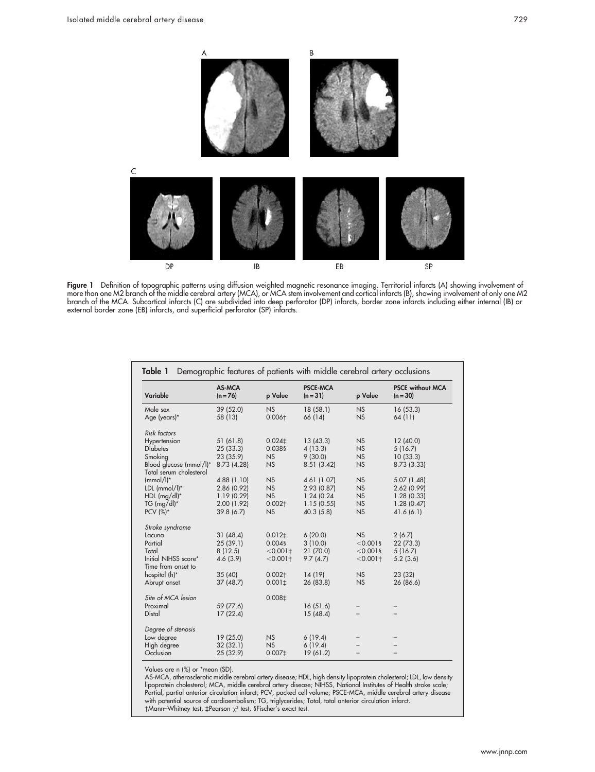**Figure 1** Definition of topographic patterns using diffusion weighted magnetic resonance imaging. Territorial infarcts (A) showing involvement of more than one M2 branch of the middle cerebral artery (MCA), or MCA stem involvement and cortical infarcts (B), showing involvement of only one M2 branch of the MCA. Subcortical infarcts (C) are subdivided into deep perforator (DP) infarcts, border zone infarcts including either internal (IB) or external border zone (EB) infarcts, and superficial perforator (SP) infarcts.

**Table 1** Demographic features of patients with middle cerebral artery occlusions

| Variable | AS-MCA (n = 76) | p Value | PSCE-MCA (n = 31) | p Value | PSCE without MCA (n = 30) |
|---|---|---|---|---|---|
| Male sex | 39 (52.0) | NS | 18 (58.1) | NS | 16 (53.3) |
| Age (years)* | 58 (13) | 0.006† | 66 (14) | NS | 64 (11) |
| *Risk factors* | | | | | |
| Hypertension | 51 (61.8) | 0.024‡ | 13 (43.3) | NS | 12 (40.0) |
| Diabetes | 25 (33.3) | 0.038§ | 4 (13.3) | NS | 5 (16.7) |
| Smoking | 23 (35.9) | NS | 9 (30.0) | NS | 10 (33.3) |
| Blood glucose (mmol/l)* | 8.73 (4.28) | NS | 8.51 (3.42) | NS | 8.73 (3.33) |
| Total serum cholesterol (mmol/l)* | 4.88 (1.10) | NS | 4.61 (1.07) | NS | 5.07 (1.48) |
| LDL (mmol/l)* | 2.86 (0.92) | NS | 2.93 (0.87) | NS | 2.62 (0.99) |
| HDL (mg/dl)* | 1.19 (0.29) | NS | 1.24 (0.24 | NS | 1.28 (0.33) |
| TG (mg/dl)* | 2.00 (1.92) | 0.002† | 1.15 (0.55) | NS | 1.28 (0.47) |
| PCV (%)* | 39.8 (6.7) | NS | 40.3 (5.8) | NS | 41.6 (6.1) |
| *Stroke syndrome* | | | | | |
| Lacuna | 31 (48.4) | 0.012‡ | 6 (20.0) | NS | 2 (6.7) |
| Partial | 25 (39.1) | 0.004§ | 3 (10.0) | <0.001§ | 22 (73.3) |
| Total | 8 (12.5) | <0.001‡ | 21 (70.0) | <0.001§ | 5 (16.7) |
| Initial NIHSS score* | 4.6 (3.9) | <0.001† | 9.7 (4.7) | <0.001† | 5.2 (3.6) |
| Time from onset to hospital (h)* | 35 (40) | 0.002† | 14 (19) | NS | 23 (32) |
| Abrupt onset | 37 (48.7) | 0.001‡ | 26 (83.8) | NS | 26 (86.6) |
| *Site of MCA lesion* | | 0.008‡ | | | |
| Proximal | 59 (77.6) | | 16 (51.6) | – | – |
| Distal | 17 (22.4) | | 15 (48.4) | – | – |
| *Degree of stenosis* | | | | | |
| Low degree | 19 (25.0) | NS | 6 (19.4) | – | – |
| High degree | 32 (32.1) | NS | 6 (19.4) | – | – |
| Occlusion | 25 (32.9) | 0.007‡ | 19 (61.2) | – | – |

Values are n (%) or *mean (SD).

AS-MCA, atherosclerotic middle cerebral artery disease; HDL, high density lipoprotein cholesterol; LDL, low density lipoprotein cholesterol; MCA, middle cerebral artery disease; NIHSS, National Institutes of Health stroke scale; Partial, partial anterior circulation infarct; PCV, packed cell volume; PSCE-MCA, middle cerebral artery disease with potential source of cardioembolism; TG, triglycerides; Total, total anterior circulation infarct.

†Mann–Whitney test, ‡Pearson $\chi^2$ test, §Fischer's exact test.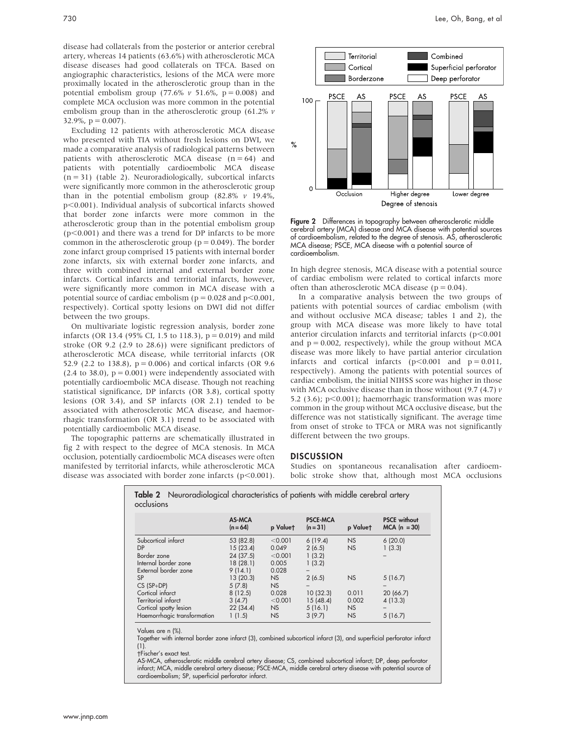disease had collaterals from the posterior or anterior cerebral artery, whereas 14 patients (63.6%) with atherosclerotic MCA disease diseases had good collaterals on TFCA. Based on angiographic characteristics, lesions of the MCA were more proximally located in the atherosclerotic group than in the potential embolism group (77.6% *v* 51.6%, p = 0.008) and complete MCA occlusion was more common in the potential embolism group than in the atherosclerotic group (61.2% *v* 32.9%, p = 0.007).

Excluding 12 patients with atherosclerotic MCA disease who presented with TIA without fresh lesions on DWI, we made a comparative analysis of radiological patterns between patients with atherosclerotic MCA disease (n = 64) and patients with potentially cardioembolic MCA disease (n = 31) (table 2). Neuroradiologically, subcortical infarcts were significantly more common in the atherosclerotic group than in the potential embolism group (82.8% *v* 19.4%, p<0.001). Individual analysis of subcortical infarcts showed that border zone infarcts were more common in the atherosclerotic group than in the potential embolism group (p<0.001) and there was a trend for DP infarcts to be more common in the atherosclerotic group (p = 0.049). The border zone infarct group comprised 15 patients with internal border zone infarcts, six with external border zone infarcts, and three with combined internal and external border zone infarcts. Cortical infarcts and territorial infarcts, however, were significantly more common in MCA disease with a potential source of cardiac embolism (p = 0.028 and p<0.001, respectively). Cortical spotty lesions on DWI did not differ between the two groups.

On multivariate logistic regression analysis, border zone infarcts (OR 13.4 (95% CI, 1.5 to 118.3), p = 0.019) and mild stroke (OR 9.2 (2.9 to 28.6)) were significant predictors of atherosclerotic MCA disease, while territorial infarcts (OR 52.9 (2.2 to 138.8), p = 0.006) and cortical infarcts (OR 9.6 (2.4 to 38.0), p = 0.001) were independently associated with potentially cardioembolic MCA disease. Though not reaching statistical significance, DP infarcts (OR 3.8), cortical spotty lesions (OR 3.4), and SP infarcts (OR 2.1) tended to be associated with atherosclerotic MCA disease, and haemorrhagic transformation (OR 3.1) trend to be associated with potentially cardioembolic MCA disease.

The topographic patterns are schematically illustrated in fig 2 with respect to the degree of MCA stenosis. In MCA occlusion, potentially cardioembolic MCA diseases were often manifested by territorial infarcts, while atherosclerotic MCA disease was associated with border zone infarcts (p<0.001). In high degree stenosis, MCA disease with a potential source of cardiac embolism were related to cortical infarcts more often than atherosclerotic MCA disease (p = 0.04).

**Figure 2** Differences in topography between atherosclerotic middle cerebral artery (MCA) disease and MCA disease with potential sources of cardioembolism, related to the degree of stenosis. AS, atherosclerotic MCA disease; PSCE, MCA disease with a potential source of cardioembolism.

In a comparative analysis between the two groups of patients with potential sources of cardiac embolism (with and without occlusive MCA disease; tables 1 and 2), the group with MCA disease was more likely to have total anterior circulation infarcts and territorial infarcts (p<0.001 and p = 0.002, respectively), while the group without MCA disease was more likely to have partial anterior circulation infarcts and cortical infarcts (p<0.001 and p = 0.011, respectively). Among the patients with potential sources of cardiac embolism, the initial NIHSS score was higher in those with MCA occlusive disease than in those without (9.7 (4.7) *v* 5.2 (3.6); p<0.001); haemorrhagic transformation was more common in the group without MCA occlusive disease, but the difference was not statistically significant. The average time from onset of stroke to TFCA or MRA was not significantly different between the two groups.

## DISCUSSION

Studies on spontaneous recanalisation after cardioembolic stroke show that, although most MCA occlusions

**Table 2** Neuroradiological characteristics of patients with middle cerebral artery occlusions

| | AS-MCA (n = 64) | p Value† | PSCE-MCA (n = 31) | p Value† | PSCE without MCA (n = 30) |
|---|---|---|---|---|---|
| Subcortical infarct | 53 (82.8) | <0.001 | 6 (19.4) | NS | 6 (20.0) |
| DP | 15 (23.4) | 0.049 | 2 (6.5) | NS | 1 (3.3) |
| Border zone | 24 (37.5) | <0.001 | 1 (3.2) | | – |
| Internal border zone | 18 (28.1) | 0.005 | 1 (3.2) | | |
| External border zone | 9 (14.1) | 0.028 | – | | |
| SP | 13 (20.3) | NS | 2 (6.5) | NS | 5 (16.7) |
| CS (SP+DP) | 5 (7.8) | NS | – | | – |
| Cortical infarct | 8 (12.5) | 0.028 | 10 (32.3) | 0.011 | 20 (66.7) |
| Territorial infarct | 3 (4.7) | <0.001 | 15 (48.4) | 0.002 | 4 (13.3) |
| Cortical spotty lesion | 22 (34.4) | NS | 5 (16.1) | NS | – |
| Haemorrhagic transformation | 1 (1.5) | NS | 3 (9.7) | NS | 5 (16.7) |

Values are n (%).
Together with internal border zone infarct (3), combined subcortical infarct (3), and superficial perforator infarct (1).
†Fischer's exact test.
AS-MCA, atherosclerotic middle cerebral artery disease; CS, combined subcortical infarct; DP, deep perforator infarct; MCA, middle cerebral artery disease; PSCE-MCA, middle cerebral artery disease with potential source of cardioembolism; SP, superficial perforator infarct.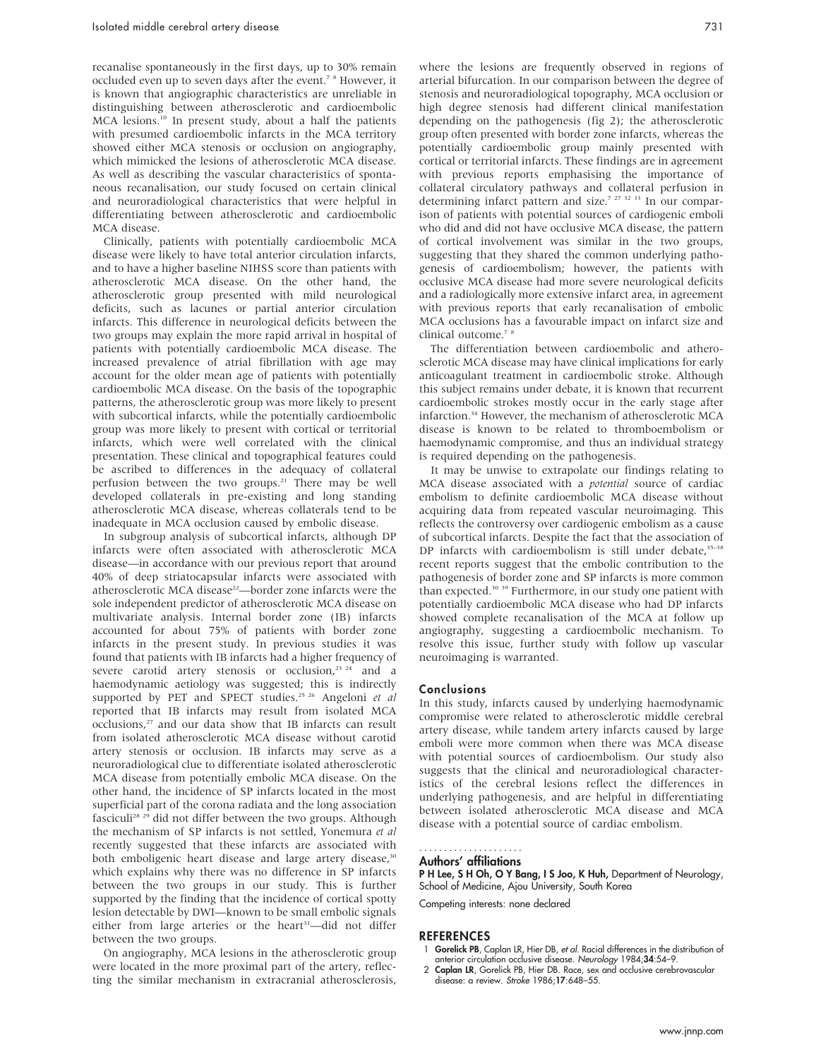recanalise spontaneously in the first days, up to 30% remain occluded even up to seven days after the event.[7 8] However, it is known that angiographic characteristics are unreliable in distinguishing between atherosclerotic and cardioembolic MCA lesions.[10] In present study, about a half the patients with presumed cardioembolic infarcts in the MCA territory showed either MCA stenosis or occlusion on angiography, which mimicked the lesions of atherosclerotic MCA disease. As well as describing the vascular characteristics of spontaneous recanalisation, our study focused on certain clinical and neuroradiological characteristics that were helpful in differentiating between atherosclerotic and cardioembolic MCA disease.

Clinically, patients with potentially cardioembolic MCA disease were likely to have total anterior circulation infarcts, and to have a higher baseline NIHSS score than patients with atherosclerotic MCA disease. On the other hand, the atherosclerotic group presented with mild neurological deficits, such as lacunes or partial anterior circulation infarcts. This difference in neurological deficits between the two groups may explain the more rapid arrival in hospital of patients with potentially cardioembolic MCA disease. The increased prevalence of atrial fibrillation with age may account for the older mean age of patients with potentially cardioembolic MCA disease. On the basis of the topographic patterns, the atherosclerotic group was more likely to present with subcortical infarcts, while the potentially cardioembolic group was more likely to present with cortical or territorial infarcts, which were well correlated with the clinical presentation. These clinical and topographical features could be ascribed to differences in the adequacy of collateral perfusion between the two groups.[21] There may be well developed collaterals in pre-existing and long standing atherosclerotic MCA disease, whereas collaterals tend to be inadequate in MCA occlusion caused by embolic disease.

In subgroup analysis of subcortical infarcts, although DP infarcts were often associated with atherosclerotic MCA disease—in accordance with our previous report that around 40% of deep striatocapsular infarcts were associated with atherosclerotic MCA disease[22]—border zone infarcts were the sole independent predictor of atherosclerotic MCA disease on multivariate analysis. Internal border zone (IB) infarcts accounted for about 75% of patients with border zone infarcts in the present study. In previous studies it was found that patients with IB infarcts had a higher frequency of severe carotid artery stenosis or occlusion,[23 24] and a haemodynamic aetiology was suggested; this is indirectly supported by PET and SPECT studies.[25 26] Angeloni *et al* reported that IB infarcts may result from isolated MCA occlusions,[27] and our data show that IB infarcts can result from isolated atherosclerotic MCA disease without carotid artery stenosis or occlusion. IB infarcts may serve as a neuroradiological clue to differentiate isolated atherosclerotic MCA disease from potentially embolic MCA disease. On the other hand, the incidence of SP infarcts located in the most superficial part of the corona radiata and the long association fasciculi[28 29] did not differ between the two groups. Although the mechanism of SP infarcts is not settled, Yonemura *et al* recently suggested that these infarcts are associated with both emboligenic heart disease and large artery disease,[30] which explains why there was no difference in SP infarcts between the two groups in our study. This is further supported by the finding that the incidence of cortical spotty lesion detectable by DWI—known to be small embolic signals either from large arteries or the heart[31]—did not differ between the two groups.

On angiography, MCA lesions in the atherosclerotic group were located in the more proximal part of the artery, reflecting the similar mechanism in extracranial atherosclerosis, where the lesions are frequently observed in regions of arterial bifurcation. In our comparison between the degree of stenosis and neuroradiological topography, MCA occlusion or high degree stenosis had different clinical manifestation depending on the pathogenesis (fig 2); the atherosclerotic group often presented with border zone infarcts, whereas the potentially cardioembolic group mainly presented with cortical or territorial infarcts. These findings are in agreement with previous reports emphasising the importance of collateral circulatory pathways and collateral perfusion in determining infarct pattern and size.[7 27 32 33] In our comparison of patients with potential sources of cardiogenic emboli who did and did not have occlusive MCA disease, the pattern of cortical involvement was similar in the two groups, suggesting that they shared the common underlying pathogenesis of cardioembolism; however, the patients with occlusive MCA disease had more severe neurological deficits and a radiologically more extensive infarct area, in agreement with previous reports that early recanalisation of embolic MCA occlusions has a favourable impact on infarct size and clinical outcome.[7 8]

The differentiation between cardioembolic and atherosclerotic MCA disease may have clinical implications for early anticoagulant treatment in cardioembolic stroke. Although this subject remains under debate, it is known that recurrent cardioembolic strokes mostly occur in the early stage after infarction.[34] However, the mechanism of atherosclerotic MCA disease is known to be related to thromboembolism or haemodynamic compromise, and thus an individual strategy is required depending on the pathogenesis.

It may be unwise to extrapolate our findings relating to MCA disease associated with a *potential* source of cardiac embolism to definite cardioembolic MCA disease without acquiring data from repeated vascular neuroimaging. This reflects the controversy over cardiogenic embolism as a cause of subcortical infarcts. Despite the fact that the association of DP infarcts with cardioembolism is still under debate,[35–38] recent reports suggest that the embolic contribution to the pathogenesis of border zone and SP infarcts is more common than expected.[30 39] Furthermore, in our study one patient with potentially cardioembolic MCA disease who had DP infarcts showed complete recanalisation of the MCA at follow up angiography, suggesting a cardioembolic mechanism. To resolve this issue, further study with follow up vascular neuroimaging is warranted.

## Conclusions

In this study, infarcts caused by underlying haemodynamic compromise were related to atherosclerotic middle cerebral artery disease, while tandem artery infarcts caused by large emboli were more common when there was MCA disease with potential sources of cardioembolism. Our study also suggests that the clinical and neuroradiological characteristics of the cerebral lesions reflect the differences in underlying pathogenesis, and are helpful in differentiating between isolated atherosclerotic MCA disease and MCA disease with a potential source of cardiac embolism.

### Authors' affiliations

**P H Lee, S H Oh, O Y Bang, I S Joo, K Huh,** Department of Neurology, School of Medicine, Ajou University, South Korea

Competing interests: none declared

## REFERENCES

1 **Gorelick PB**, Caplan LR, Hier DB, *et al*. Racial differences in the distribution of anterior circulation occlusive disease. *Neurology* 1984;**34**:54–9.

2 **Caplan LR**, Gorelick PB, Hier DB. Race, sex and occlusive cerebrovascular disease: a review. *Stroke* 1986;**17**:648–55.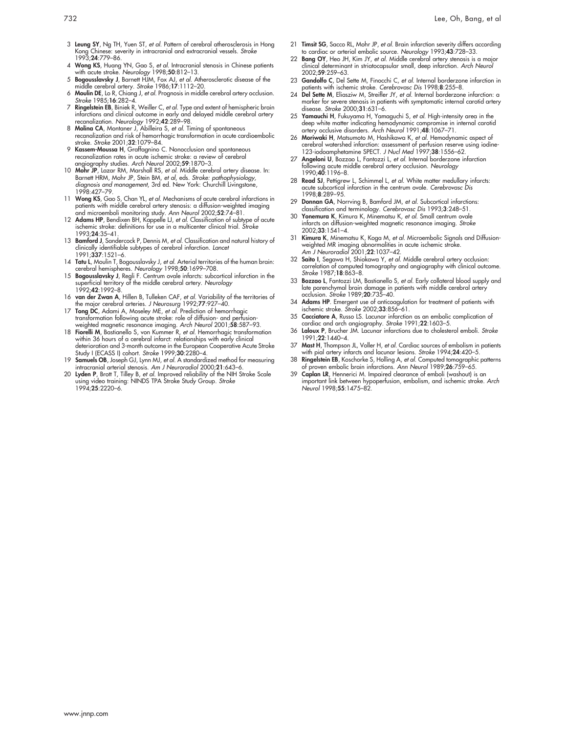3 **Leung SY**, Ng TH, Yuen ST, *et al*. Pattern of cerebral atherosclerosis in Hong Kong Chinese: severity in intracranial and extracranial vessels. *Stroke* 1993;**24**:779–86.

4 **Wong KS**, Huang YN, Gao S, *et al*. Intracranial stenosis in Chinese patients with acute stroke. *Neurology* 1998;**50**:812–13.

5 **Bogousslavsky J**, Barnett HJM, Fox AJ, *et al*. Atherosclerotic disease of the middle cerebral artery. *Stroke* 1986;**17**:1112–20.

6 **Moulin DE**, Lo R, Chiang J, *et al*. Prognosis in middle cerebral artery occlusion. *Stroke* 1985;**16**:282–4.

7 **Ringelstein EB**, Biniek R, Weiller C, *et al*. Type and extent of hemispheric brain infarctions and clinical outcome in early and delayed middle cerebral artery recanalization. *Neurology* 1992;**42**:289–98.

8 **Molina CA**, Montaner J, Abilleira S, *et al*. Timing of spontaneous recanalization and risk of hemorrhagic transformation in acute cardioembolic stroke. *Stroke* 2001;**32**:1079–84.

9 **Kassem-Moussa H**, Graffagnino C. Nonocclusion and spontaneous recanalization rates in acute ischemic stroke: a review of cerebral angiography studies. *Arch Neurol* 2002;**59**:1870–3.

10 **Mohr JP**, Lazar RM, Marshall RS, *et al*. Middle cerebral artery disease. In: Barnett HRM, Mohr JP, Stein BM, *et al*, eds. *Stroke: pathophysiology, diagnosis and management*, 3rd ed. New York: Churchill Livingstone, 1998:427–79.

11 **Wong KS**, Gao S, Chan YL, *et al*. Mechanisms of acute cerebral infarctions in patients with middle cerebral artery stenosis: a diffusion-weighted imaging and microemboli monitoring study. *Ann Neurol* 2002;**52**:74–81.

12 **Adams HP**, Bendixen BH, Kappelle LJ, *et al*. Classification of subtype of acute ischemic stroke: definitions for use in a multicenter clinical trial. *Stroke* 1993;**24**:35–41.

13 **Bamford J**, Sandercock P, Dennis M, *et al*. Classification and natural history of clinically identifiable subtypes of cerebral infarction. *Lancet* 1991;**337**:1521–6.

14 **Tatu L**, Moulin T, Bogousslavsky J, *et al*. Arterial territories of the human brain: cerebral hemispheres. *Neurology* 1998;**50**:1699–708.

15 **Bogousslavsky J**, Regli F. Centrum ovale infarcts: subcortical infarction in the superficial territory of the middle cerebral artery. *Neurology* 1992;**42**:1992–8.

16 **van der Zwan A**, Hillen B, Tulleken CAF, *et al*. Variability of the territories of the major cerebral arteries. *J Neurosurg* 1992;**77**:927–40.

17 **Tong DC**, Adami A, Moseley ME, *et al*. Prediction of hemorrhagic transformation following acute stroke: role of diffusion- and perfusion-weighted magnetic resonance imaging. *Arch Neurol* 2001;**58**:587–93.

18 **Fiorelli M**, Bastianello S, von Kummer R, *et al*. Hemorrhagic transformation within 36 hours of a cerebral infarct: relationships with early clinical deterioration and 3-month outcome in the European Cooperative Acute Stroke Study I (ECASS I) cohort. *Stroke* 1999;**30**:2280–4.

19 **Samuels OB**, Joseph GJ, Lynn MJ, *et al*. A standardized method for measuring intracranial arterial stenosis. *Am J Neuroradiol* 2000;**21**:643–6.

20 **Lyden P**, Brott T, Tilley B, *et al*. Improved reliability of the NIH Stroke Scale using video training: NINDS TPA Stroke Study Group. *Stroke* 1994;**25**:2220–6.

21 **Timsit SG**, Sacco RL, Mohr JP, *et al*. Brain infarction severity differs according to cardiac or arterial embolic source. *Neurology* 1993;**43**:728–33.

22 **Bang OY**, Heo JH, Kim JY, *et al*. Middle cerebral artery stenosis is a major clinical determinant in striatocapsular small, deep infarction. *Arch Neurol* 2002;**59**:259–63.

23 **Gandolfo C**, Del Sette M, Finocchi C, *et al*. Internal borderzone infarction in patients with ischemic stroke. *Cerebrovasc Dis* 1998;**8**:255–8.

24 **Del Sette M**, Eliasziw M, Streifler JY, *et al*. Internal borderzone infarction: a marker for severe stenosis in patients with symptomatic internal carotid artery disease. *Stroke* 2000;**31**:631–6.

25 **Yamauchi H**, Fukuyama H, Yamaguchi S, *et al*. High-intensity area in the deep white matter indicating hemodynamic compromise in internal carotid artery occlusive disorders. *Arch Neurol* 1991;**48**:1067–71.

26 **Moriwaki H**, Matsumoto M, Hashikawa K, *et al*. Hemodynamic aspect of cerebral watershed infarction: assessment of perfusion reserve using iodine-123-iodoamphetamine SPECT. *J Nucl Med* 1997;**38**:1556–62.

27 **Angeloni U**, Bozzao L, Fantozzi L, *et al*. Internal borderzone infarction following acute middle cerebral artery occlusion. *Neurology* 1990;**40**:1196–8.

28 **Read SJ**, Pettigrew L, Schimmel L, *et al*. White matter medullary infarcts: acute subcortical infarction in the centrum ovale. *Cerebrovasc Dis* 1998;**8**:289–95.

29 **Donnan GA**, Norrving B, Bamford JM, *et al*. Subcortical infarctions: classification and terminology. *Cerebrovasc Dis* 1993;**3**:248–51.

30 **Yonemura K**, Kimura K, Minematsu K, *et al*. Small centrum ovale infarcts on diffusion-weighted magnetic resonance imaging. *Stroke* 2002;**33**:1541–4.

31 **Kimura K**, Minematsu K, Koga M, *et al*. Microembolic Signals and Diffusion-weighted MR imaging abnormalities in acute ischemic stroke. *Am J Neuroradiol* 2001;**22**:1037–42.

32 **Saito I**, Segawa H, Shiokawa Y, *et al*. Middle cerebral artery occlusion: correlation of computed tomography and angiography with clinical outcome. *Stroke* 1987;**18**:863–8.

33 **Bozzao L**, Fantozzi LM, Bastianello S, *et al*. Early collateral blood supply and late parenchymal brain damage in patients with middle cerebral artery occlusion. *Stroke* 1989;**20**:735–40.

34 **Adams HP**. Emergent use of anticoagulation for treatment of patients with ischemic stroke. *Stroke* 2002;**33**:856–61.

35 **Cacciatore A**, Russo LS. Lacunar infarction as an embolic complication of cardiac and arch angiography. *Stroke* 1991;**22**:1603–5.

36 **Laloux P**, Brucher JM. Lacunar infarctions due to cholesterol emboli. *Stroke* 1991;**22**:1440–4.

37 **Mast H**, Thompson JL, Voller H, *et al*. Cardiac sources of embolism in patients with pial artery infarcts and lacunar lesions. *Stroke* 1994;**24**:420–5.

38 **Ringelstein EB**, Koschorke S, Holling A, *et al*. Computed tomographic patterns of proven embolic brain infarctions. *Ann Neurol* 1989;**26**:759–65.

39 **Caplan LR**, Hennerici M. Impaired clearance of emboli (washout) is an important link between hypoperfusion, embolism, and ischemic stroke. *Arch Neurol* 1998;**55**:1475–82.